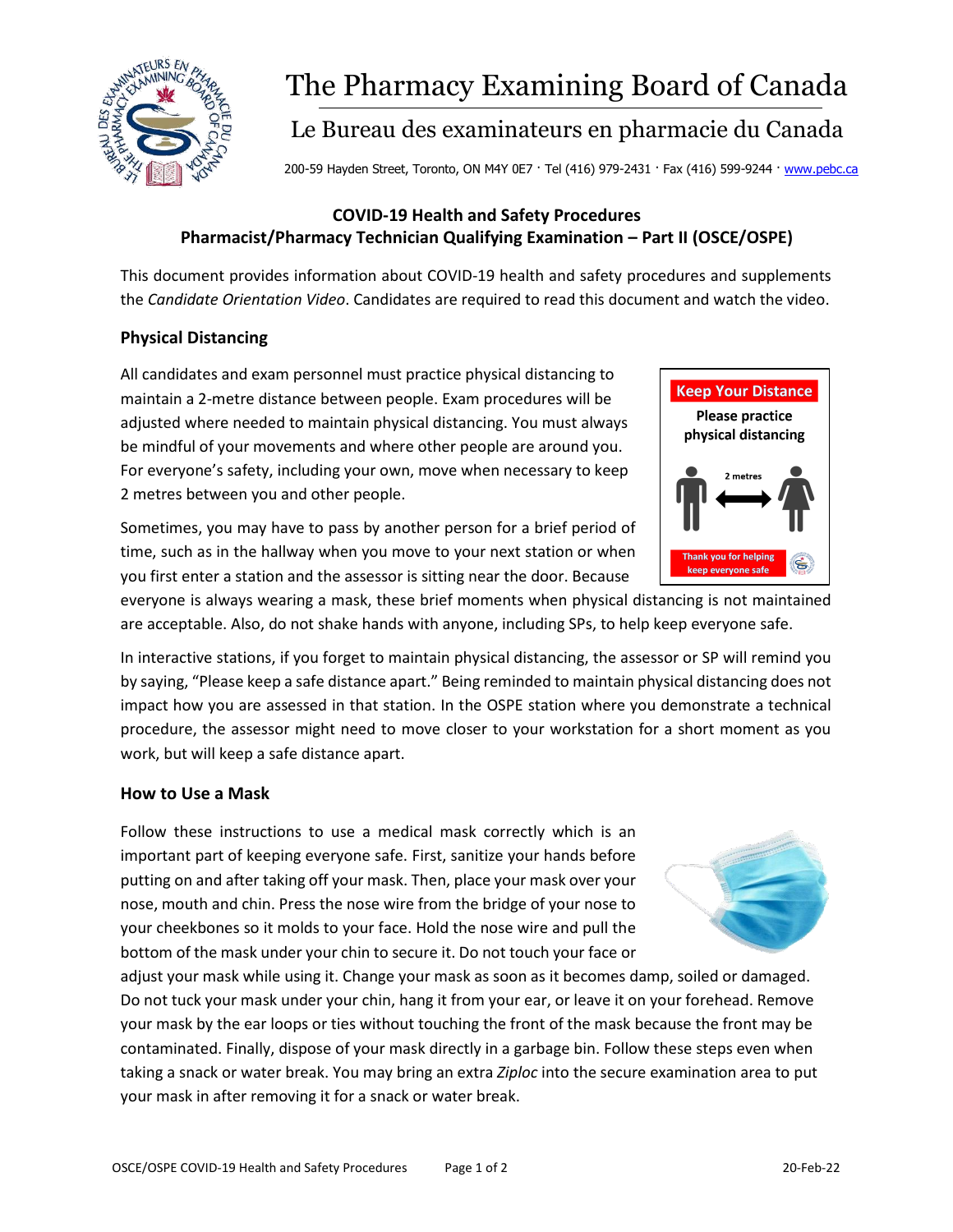# The Pharmacy Examining Board of Canada

## Le Bureau des examinateurs en pharmacie du Canada

200-59 Hayden Street, Toronto, ON M4Y 0E7 · Tel (416) 979-2431 · Fax (416) 599-9244 · www.pebc.ca

**COVID-19 Health and Safety Procedures**
**Pharmacist/Pharmacy Technician Qualifying Examination – Part II (OSCE/OSPE)**

This document provides information about COVID-19 health and safety procedures and supplements the *Candidate Orientation Video*. Candidates are required to read this document and watch the video.

### Physical Distancing

All candidates and exam personnel must practice physical distancing to maintain a 2-metre distance between people. Exam procedures will be adjusted where needed to maintain physical distancing. You must always be mindful of your movements and where other people are around you. For everyone's safety, including your own, move when necessary to keep 2 metres between you and other people.

Keep Your Distance

Please practice physical distancing

2 metres

Thank you for helping keep everyone safe

Sometimes, you may have to pass by another person for a brief period of time, such as in the hallway when you move to your next station or when you first enter a station and the assessor is sitting near the door. Because everyone is always wearing a mask, these brief moments when physical distancing is not maintained are acceptable. Also, do not shake hands with anyone, including SPs, to help keep everyone safe.

In interactive stations, if you forget to maintain physical distancing, the assessor or SP will remind you by saying, "Please keep a safe distance apart." Being reminded to maintain physical distancing does not impact how you are assessed in that station. In the OSPE station where you demonstrate a technical procedure, the assessor might need to move closer to your workstation for a short moment as you work, but will keep a safe distance apart.

### How to Use a Mask

Follow these instructions to use a medical mask correctly which is an important part of keeping everyone safe. First, sanitize your hands before putting on and after taking off your mask. Then, place your mask over your nose, mouth and chin. Press the nose wire from the bridge of your nose to your cheekbones so it molds to your face. Hold the nose wire and pull the bottom of the mask under your chin to secure it. Do not touch your face or adjust your mask while using it. Change your mask as soon as it becomes damp, soiled or damaged. Do not tuck your mask under your chin, hang it from your ear, or leave it on your forehead. Remove your mask by the ear loops or ties without touching the front of the mask because the front may be contaminated. Finally, dispose of your mask directly in a garbage bin. Follow these steps even when taking a snack or water break. You may bring an extra *Ziploc* into the secure examination area to put your mask in after removing it for a snack or water break.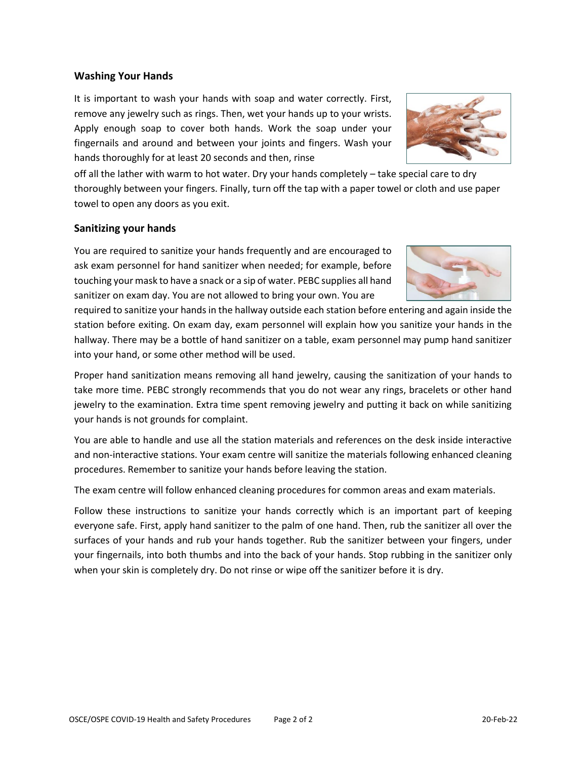## Washing Your Hands

It is important to wash your hands with soap and water correctly. First, remove any jewelry such as rings. Then, wet your hands up to your wrists. Apply enough soap to cover both hands. Work the soap under your fingernails and around and between your joints and fingers. Wash your hands thoroughly for at least 20 seconds and then, rinse off all the lather with warm to hot water. Dry your hands completely – take special care to dry thoroughly between your fingers. Finally, turn off the tap with a paper towel or cloth and use paper towel to open any doors as you exit.

## Sanitizing your hands

You are required to sanitize your hands frequently and are encouraged to ask exam personnel for hand sanitizer when needed; for example, before touching your mask to have a snack or a sip of water. PEBC supplies all hand sanitizer on exam day. You are not allowed to bring your own. You are required to sanitize your hands in the hallway outside each station before entering and again inside the station before exiting. On exam day, exam personnel will explain how you sanitize your hands in the hallway. There may be a bottle of hand sanitizer on a table, exam personnel may pump hand sanitizer into your hand, or some other method will be used.

Proper hand sanitization means removing all hand jewelry, causing the sanitization of your hands to take more time. PEBC strongly recommends that you do not wear any rings, bracelets or other hand jewelry to the examination. Extra time spent removing jewelry and putting it back on while sanitizing your hands is not grounds for complaint.

You are able to handle and use all the station materials and references on the desk inside interactive and non-interactive stations. Your exam centre will sanitize the materials following enhanced cleaning procedures. Remember to sanitize your hands before leaving the station.

The exam centre will follow enhanced cleaning procedures for common areas and exam materials.

Follow these instructions to sanitize your hands correctly which is an important part of keeping everyone safe. First, apply hand sanitizer to the palm of one hand. Then, rub the sanitizer all over the surfaces of your hands and rub your hands together. Rub the sanitizer between your fingers, under your fingernails, into both thumbs and into the back of your hands. Stop rubbing in the sanitizer only when your skin is completely dry. Do not rinse or wipe off the sanitizer before it is dry.